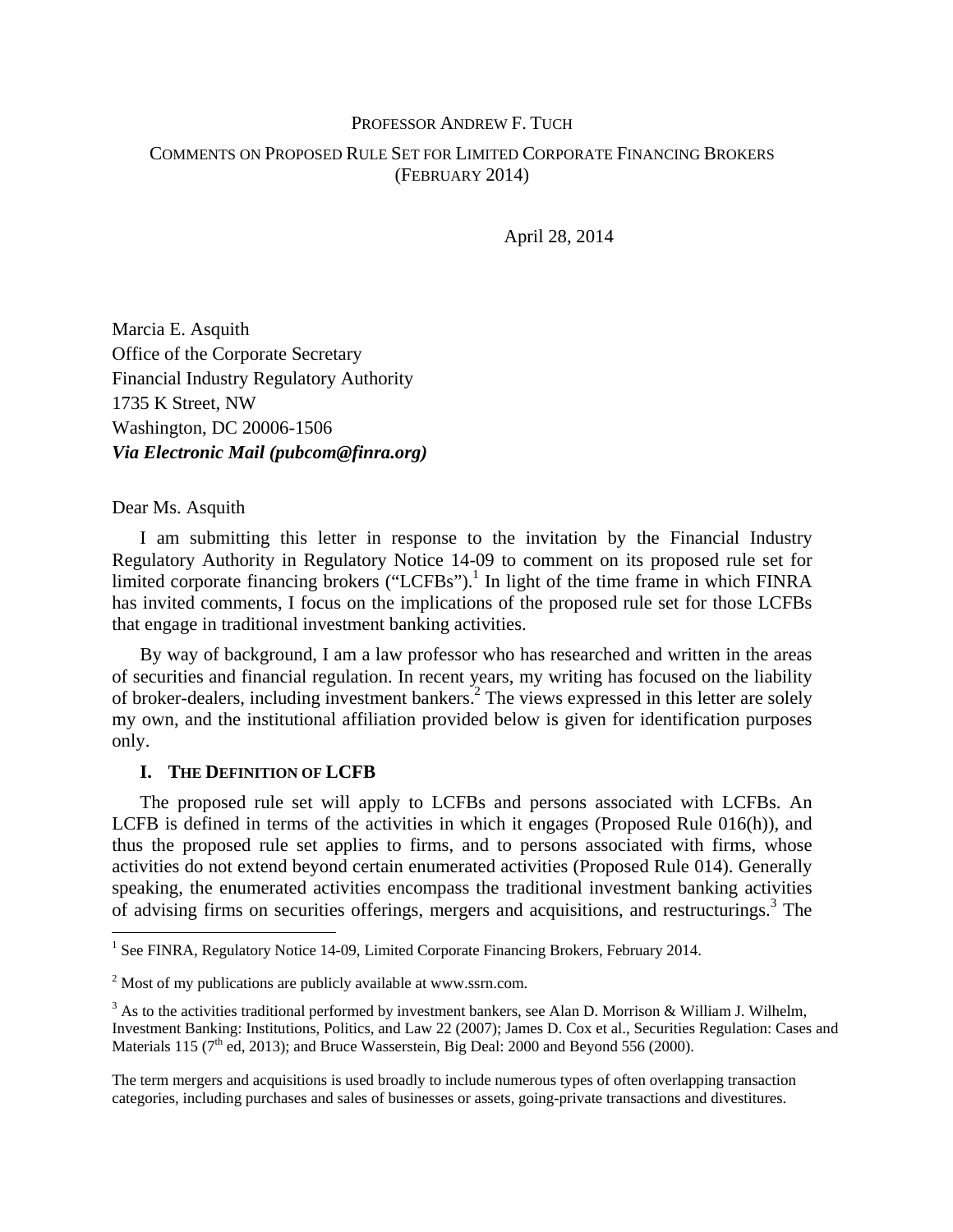PROFESSOR ANDREW F. TUCH

COMMENTS ON PROPOSED RULE SET FOR LIMITED CORPORATE FINANCING BROKERS (FEBRUARY 2014)

April 28, 2014

Marcia E. Asquith
Office of the Corporate Secretary
Financial Industry Regulatory Authority
1735 K Street, NW
Washington, DC 20006-1506
***Via Electronic Mail (pubcom@finra.org)***

Dear Ms. Asquith

I am submitting this letter in response to the invitation by the Financial Industry Regulatory Authority in Regulatory Notice 14-09 to comment on its proposed rule set for limited corporate financing brokers ("LCFBs").[1] In light of the time frame in which FINRA has invited comments, I focus on the implications of the proposed rule set for those LCFBs that engage in traditional investment banking activities.

By way of background, I am a law professor who has researched and written in the areas of securities and financial regulation. In recent years, my writing has focused on the liability of broker-dealers, including investment bankers.[2] The views expressed in this letter are solely my own, and the institutional affiliation provided below is given for identification purposes only.

## I. THE DEFINITION OF LCFB

The proposed rule set will apply to LCFBs and persons associated with LCFBs. An LCFB is defined in terms of the activities in which it engages (Proposed Rule 016(h)), and thus the proposed rule set applies to firms, and to persons associated with firms, whose activities do not extend beyond certain enumerated activities (Proposed Rule 014). Generally speaking, the enumerated activities encompass the traditional investment banking activities of advising firms on securities offerings, mergers and acquisitions, and restructurings.[3] The

---

[1] See FINRA, Regulatory Notice 14-09, Limited Corporate Financing Brokers, February 2014.

[2] Most of my publications are publicly available at www.ssrn.com.

[3] As to the activities traditional performed by investment bankers, see Alan D. Morrison & William J. Wilhelm, Investment Banking: Institutions, Politics, and Law 22 (2007); James D. Cox et al., Securities Regulation: Cases and Materials 115 (7th ed, 2013); and Bruce Wasserstein, Big Deal: 2000 and Beyond 556 (2000).

The term mergers and acquisitions is used broadly to include numerous types of often overlapping transaction categories, including purchases and sales of businesses or assets, going-private transactions and divestitures.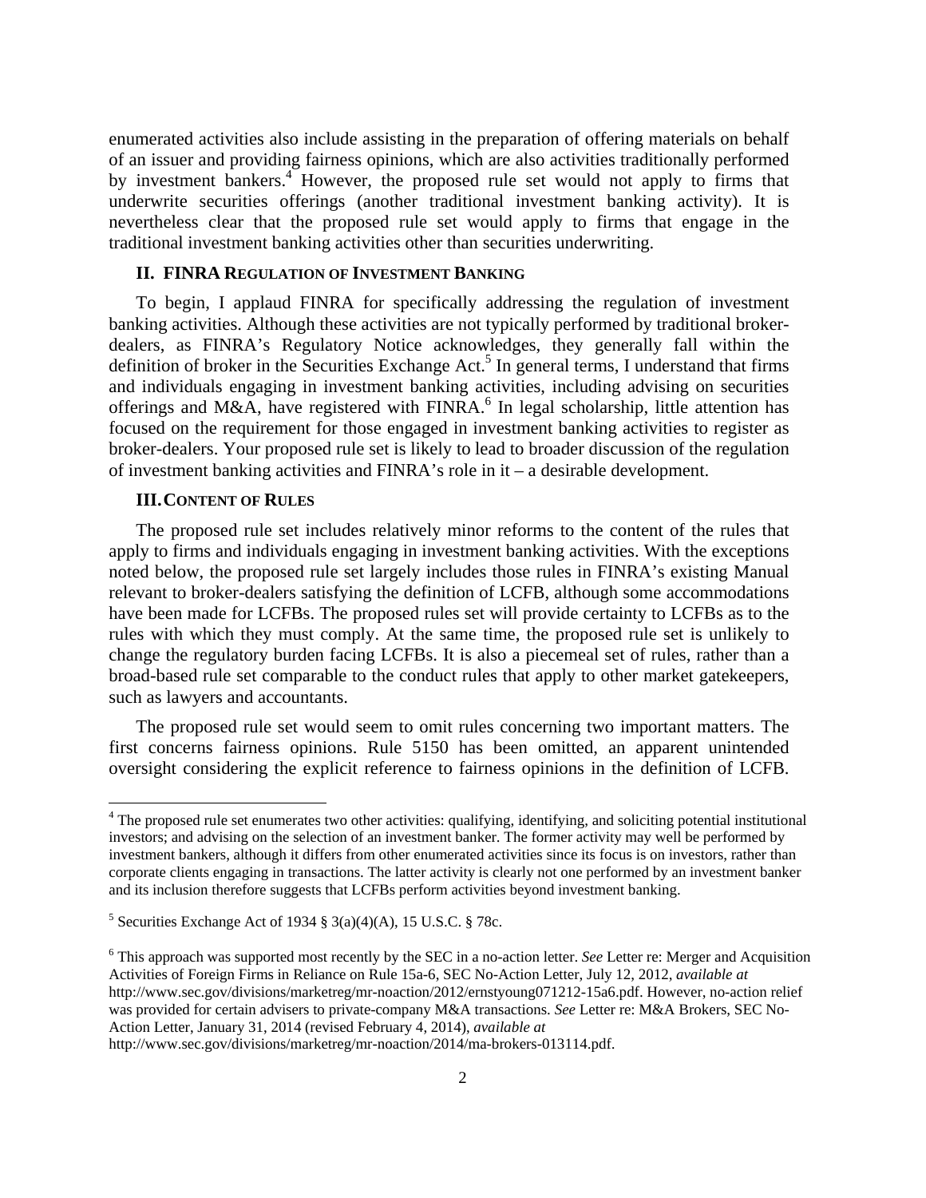enumerated activities also include assisting in the preparation of offering materials on behalf of an issuer and providing fairness opinions, which are also activities traditionally performed by investment bankers.[4] However, the proposed rule set would not apply to firms that underwrite securities offerings (another traditional investment banking activity). It is nevertheless clear that the proposed rule set would apply to firms that engage in the traditional investment banking activities other than securities underwriting.

## II. FINRA REGULATION OF INVESTMENT BANKING

To begin, I applaud FINRA for specifically addressing the regulation of investment banking activities. Although these activities are not typically performed by traditional broker-dealers, as FINRA's Regulatory Notice acknowledges, they generally fall within the definition of broker in the Securities Exchange Act.[5] In general terms, I understand that firms and individuals engaging in investment banking activities, including advising on securities offerings and M&A, have registered with FINRA.[6] In legal scholarship, little attention has focused on the requirement for those engaged in investment banking activities to register as broker-dealers. Your proposed rule set is likely to lead to broader discussion of the regulation of investment banking activities and FINRA's role in it – a desirable development.

## III. CONTENT OF RULES

The proposed rule set includes relatively minor reforms to the content of the rules that apply to firms and individuals engaging in investment banking activities. With the exceptions noted below, the proposed rule set largely includes those rules in FINRA's existing Manual relevant to broker-dealers satisfying the definition of LCFB, although some accommodations have been made for LCFBs. The proposed rules set will provide certainty to LCFBs as to the rules with which they must comply. At the same time, the proposed rule set is unlikely to change the regulatory burden facing LCFBs. It is also a piecemeal set of rules, rather than a broad-based rule set comparable to the conduct rules that apply to other market gatekeepers, such as lawyers and accountants.

The proposed rule set would seem to omit rules concerning two important matters. The first concerns fairness opinions. Rule 5150 has been omitted, an apparent unintended oversight considering the explicit reference to fairness opinions in the definition of LCFB.

---

[4] The proposed rule set enumerates two other activities: qualifying, identifying, and soliciting potential institutional investors; and advising on the selection of an investment banker. The former activity may well be performed by investment bankers, although it differs from other enumerated activities since its focus is on investors, rather than corporate clients engaging in transactions. The latter activity is clearly not one performed by an investment banker and its inclusion therefore suggests that LCFBs perform activities beyond investment banking.

[5] Securities Exchange Act of 1934 § 3(a)(4)(A), 15 U.S.C. § 78c.

[6] This approach was supported most recently by the SEC in a no-action letter. *See* Letter re: Merger and Acquisition Activities of Foreign Firms in Reliance on Rule 15a-6, SEC No-Action Letter, July 12, 2012, *available at* http://www.sec.gov/divisions/marketreg/mr-noaction/2012/ernstyoung071212-15a6.pdf. However, no-action relief was provided for certain advisers to private-company M&A transactions. *See* Letter re: M&A Brokers, SEC No-Action Letter, January 31, 2014 (revised February 4, 2014), *available at* http://www.sec.gov/divisions/marketreg/mr-noaction/2014/ma-brokers-013114.pdf.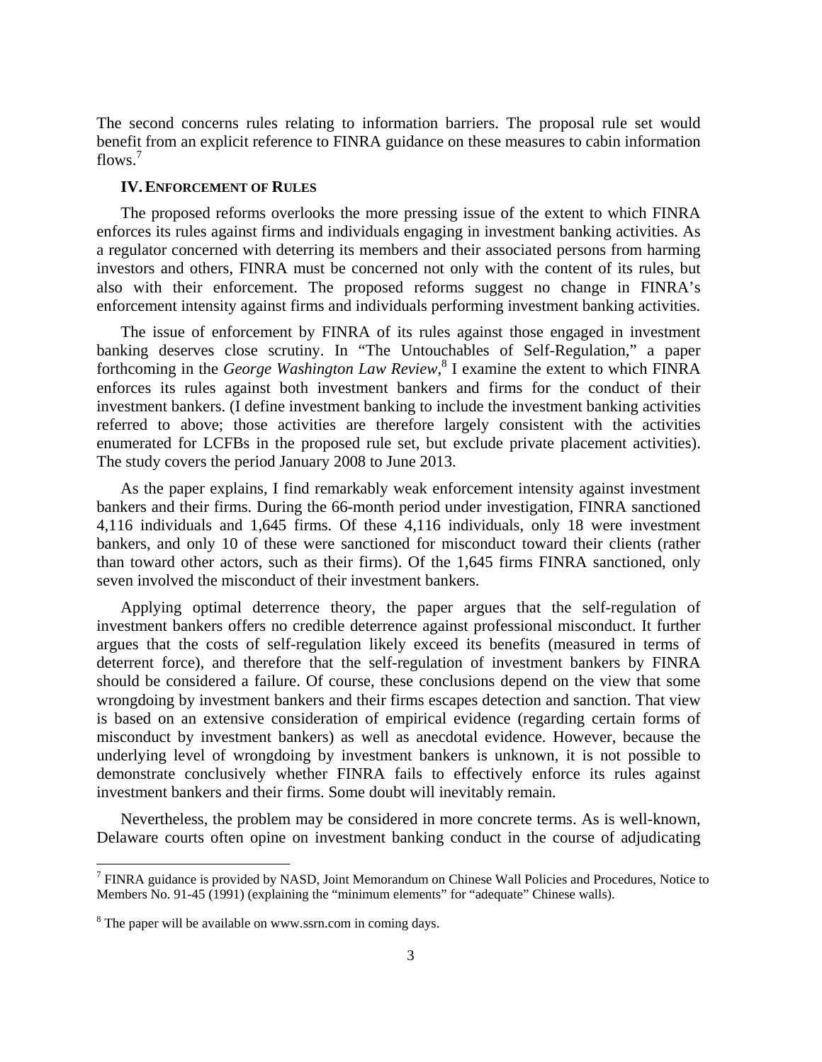The second concerns rules relating to information barriers. The proposal rule set would benefit from an explicit reference to FINRA guidance on these measures to cabin information flows.[7]

### IV. ENFORCEMENT OF RULES

The proposed reforms overlooks the more pressing issue of the extent to which FINRA enforces its rules against firms and individuals engaging in investment banking activities. As a regulator concerned with deterring its members and their associated persons from harming investors and others, FINRA must be concerned not only with the content of its rules, but also with their enforcement. The proposed reforms suggest no change in FINRA's enforcement intensity against firms and individuals performing investment banking activities.

The issue of enforcement by FINRA of its rules against those engaged in investment banking deserves close scrutiny. In "The Untouchables of Self-Regulation," a paper forthcoming in the *George Washington Law Review*,[8] I examine the extent to which FINRA enforces its rules against both investment bankers and firms for the conduct of their investment bankers. (I define investment banking to include the investment banking activities referred to above; those activities are therefore largely consistent with the activities enumerated for LCFBs in the proposed rule set, but exclude private placement activities). The study covers the period January 2008 to June 2013.

As the paper explains, I find remarkably weak enforcement intensity against investment bankers and their firms. During the 66-month period under investigation, FINRA sanctioned 4,116 individuals and 1,645 firms. Of these 4,116 individuals, only 18 were investment bankers, and only 10 of these were sanctioned for misconduct toward their clients (rather than toward other actors, such as their firms). Of the 1,645 firms FINRA sanctioned, only seven involved the misconduct of their investment bankers.

Applying optimal deterrence theory, the paper argues that the self-regulation of investment bankers offers no credible deterrence against professional misconduct. It further argues that the costs of self-regulation likely exceed its benefits (measured in terms of deterrent force), and therefore that the self-regulation of investment bankers by FINRA should be considered a failure. Of course, these conclusions depend on the view that some wrongdoing by investment bankers and their firms escapes detection and sanction. That view is based on an extensive consideration of empirical evidence (regarding certain forms of misconduct by investment bankers) as well as anecdotal evidence. However, because the underlying level of wrongdoing by investment bankers is unknown, it is not possible to demonstrate conclusively whether FINRA fails to effectively enforce its rules against investment bankers and their firms. Some doubt will inevitably remain.

Nevertheless, the problem may be considered in more concrete terms. As is well-known, Delaware courts often opine on investment banking conduct in the course of adjudicating

---

[7] FINRA guidance is provided by NASD, Joint Memorandum on Chinese Wall Policies and Procedures, Notice to Members No. 91-45 (1991) (explaining the "minimum elements" for "adequate" Chinese walls).

[8] The paper will be available on www.ssrn.com in coming days.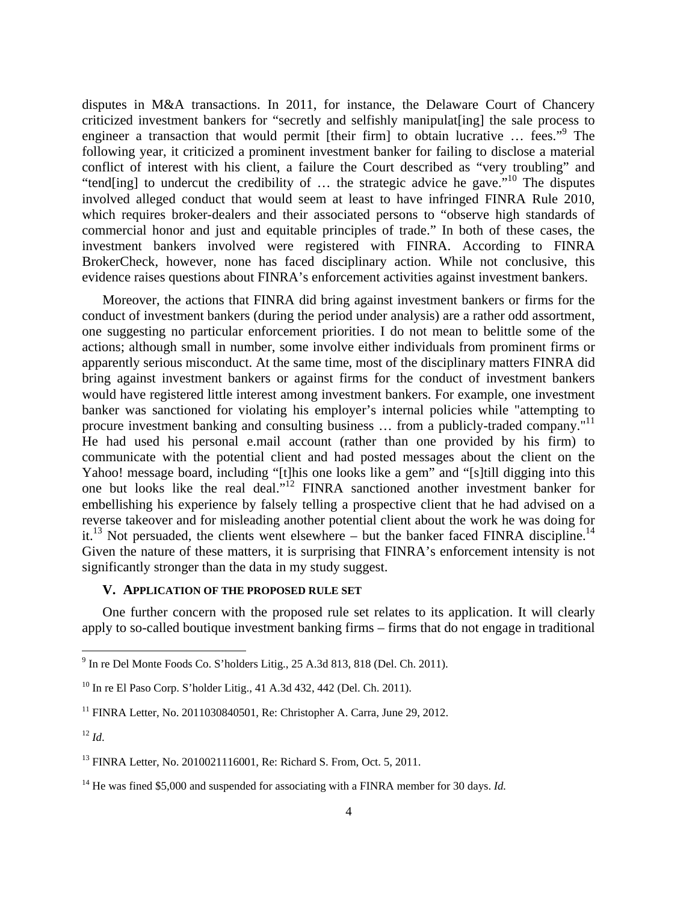disputes in M&A transactions. In 2011, for instance, the Delaware Court of Chancery criticized investment bankers for "secretly and selfishly manipulat[ing] the sale process to engineer a transaction that would permit [their firm] to obtain lucrative … fees."[9] The following year, it criticized a prominent investment banker for failing to disclose a material conflict of interest with his client, a failure the Court described as "very troubling" and "tend[ing] to undercut the credibility of … the strategic advice he gave."[10] The disputes involved alleged conduct that would seem at least to have infringed FINRA Rule 2010, which requires broker-dealers and their associated persons to "observe high standards of commercial honor and just and equitable principles of trade." In both of these cases, the investment bankers involved were registered with FINRA. According to FINRA BrokerCheck, however, none has faced disciplinary action. While not conclusive, this evidence raises questions about FINRA's enforcement activities against investment bankers.

Moreover, the actions that FINRA did bring against investment bankers or firms for the conduct of investment bankers (during the period under analysis) are a rather odd assortment, one suggesting no particular enforcement priorities. I do not mean to belittle some of the actions; although small in number, some involve either individuals from prominent firms or apparently serious misconduct. At the same time, most of the disciplinary matters FINRA did bring against investment bankers or against firms for the conduct of investment bankers would have registered little interest among investment bankers. For example, one investment banker was sanctioned for violating his employer's internal policies while "attempting to procure investment banking and consulting business … from a publicly-traded company."[11] He had used his personal e.mail account (rather than one provided by his firm) to communicate with the potential client and had posted messages about the client on the Yahoo! message board, including "[t]his one looks like a gem" and "[s]till digging into this one but looks like the real deal."[12] FINRA sanctioned another investment banker for embellishing his experience by falsely telling a prospective client that he had advised on a reverse takeover and for misleading another potential client about the work he was doing for it.[13] Not persuaded, the clients went elsewhere – but the banker faced FINRA discipline.[14] Given the nature of these matters, it is surprising that FINRA's enforcement intensity is not significantly stronger than the data in my study suggest.

## V. APPLICATION OF THE PROPOSED RULE SET

One further concern with the proposed rule set relates to its application. It will clearly apply to so-called boutique investment banking firms – firms that do not engage in traditional

---

[9] In re Del Monte Foods Co. S'holders Litig., 25 A.3d 813, 818 (Del. Ch. 2011).

[10] In re El Paso Corp. S'holder Litig., 41 A.3d 432, 442 (Del. Ch. 2011).

[11] FINRA Letter, No. 2011030840501, Re: Christopher A. Carra, June 29, 2012.

[12] *Id.*

[13] FINRA Letter, No. 2010021116001, Re: Richard S. From, Oct. 5, 2011.

[14] He was fined $5,000 and suspended for associating with a FINRA member for 30 days. *Id.*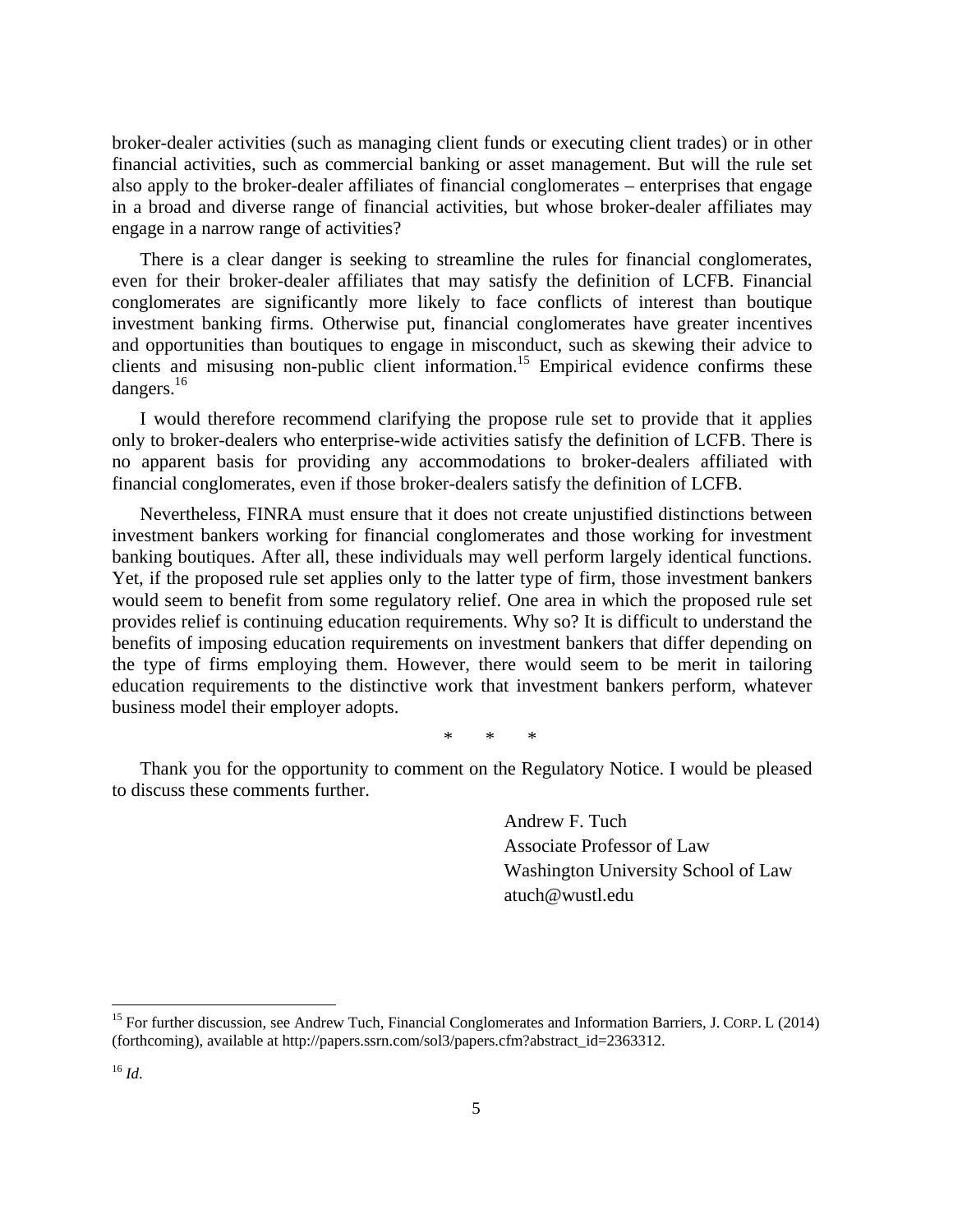broker-dealer activities (such as managing client funds or executing client trades) or in other financial activities, such as commercial banking or asset management. But will the rule set also apply to the broker-dealer affiliates of financial conglomerates – enterprises that engage in a broad and diverse range of financial activities, but whose broker-dealer affiliates may engage in a narrow range of activities?

There is a clear danger is seeking to streamline the rules for financial conglomerates, even for their broker-dealer affiliates that may satisfy the definition of LCFB. Financial conglomerates are significantly more likely to face conflicts of interest than boutique investment banking firms. Otherwise put, financial conglomerates have greater incentives and opportunities than boutiques to engage in misconduct, such as skewing their advice to clients and misusing non-public client information.[15] Empirical evidence confirms these dangers.[16]

I would therefore recommend clarifying the propose rule set to provide that it applies only to broker-dealers who enterprise-wide activities satisfy the definition of LCFB. There is no apparent basis for providing any accommodations to broker-dealers affiliated with financial conglomerates, even if those broker-dealers satisfy the definition of LCFB.

Nevertheless, FINRA must ensure that it does not create unjustified distinctions between investment bankers working for financial conglomerates and those working for investment banking boutiques. After all, these individuals may well perform largely identical functions. Yet, if the proposed rule set applies only to the latter type of firm, those investment bankers would seem to benefit from some regulatory relief. One area in which the proposed rule set provides relief is continuing education requirements. Why so? It is difficult to understand the benefits of imposing education requirements on investment bankers that differ depending on the type of firms employing them. However, there would seem to be merit in tailoring education requirements to the distinctive work that investment bankers perform, whatever business model their employer adopts.

\* \* \*

Thank you for the opportunity to comment on the Regulatory Notice. I would be pleased to discuss these comments further.

Andrew F. Tuch
Associate Professor of Law
Washington University School of Law
atuch@wustl.edu

---

[15] For further discussion, see Andrew Tuch, Financial Conglomerates and Information Barriers, J. CORP. L (2014) (forthcoming), available at http://papers.ssrn.com/sol3/papers.cfm?abstract_id=2363312.

[16] *Id.*